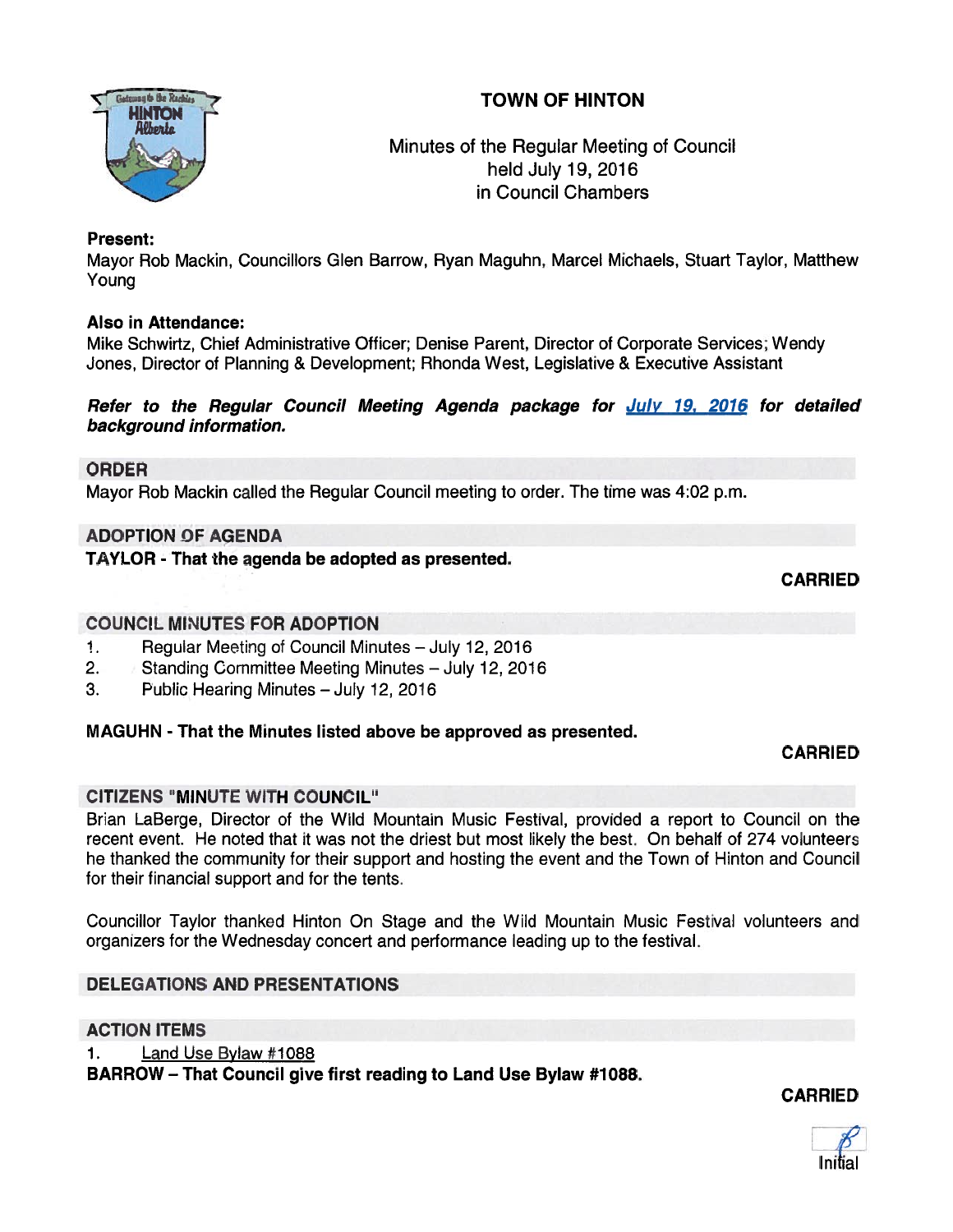# TOWN OF HINTON

Minutes of the Regular Meeting of Council
held July 19, 2016
in Council Chambers

**Present:**
Mayor Rob Mackin, Councillors Glen Barrow, Ryan Maguhn, Marcel Michaels, Stuart Taylor, Matthew Young

**Also in Attendance:**
Mike Schwirtz, Chief Administrative Officer; Denise Parent, Director of Corporate Services; Wendy Jones, Director of Planning & Development; Rhonda West, Legislative & Executive Assistant

***Refer to the Regular Council Meeting Agenda package for July 19, 2016 for detailed background information.***

## ORDER

Mayor Rob Mackin called the Regular Council meeting to order. The time was 4:02 p.m.

## ADOPTION OF AGENDA

**TAYLOR - That the agenda be adopted as presented.**

**CARRIED**

## COUNCIL MINUTES FOR ADOPTION

1. Regular Meeting of Council Minutes – July 12, 2016
2. Standing Committee Meeting Minutes – July 12, 2016
3. Public Hearing Minutes – July 12, 2016

**MAGUHN - That the Minutes listed above be approved as presented.**

**CARRIED**

## CITIZENS "MINUTE WITH COUNCIL"

Brian LaBerge, Director of the Wild Mountain Music Festival, provided a report to Council on the recent event. He noted that it was not the driest but most likely the best. On behalf of 274 volunteers he thanked the community for their support and hosting the event and the Town of Hinton and Council for their financial support and for the tents.

Councillor Taylor thanked Hinton On Stage and the Wild Mountain Music Festival volunteers and organizers for the Wednesday concert and performance leading up to the festival.

## DELEGATIONS AND PRESENTATIONS

## ACTION ITEMS

1. Land Use Bylaw #1088

**BARROW – That Council give first reading to Land Use Bylaw #1088.**

**CARRIED**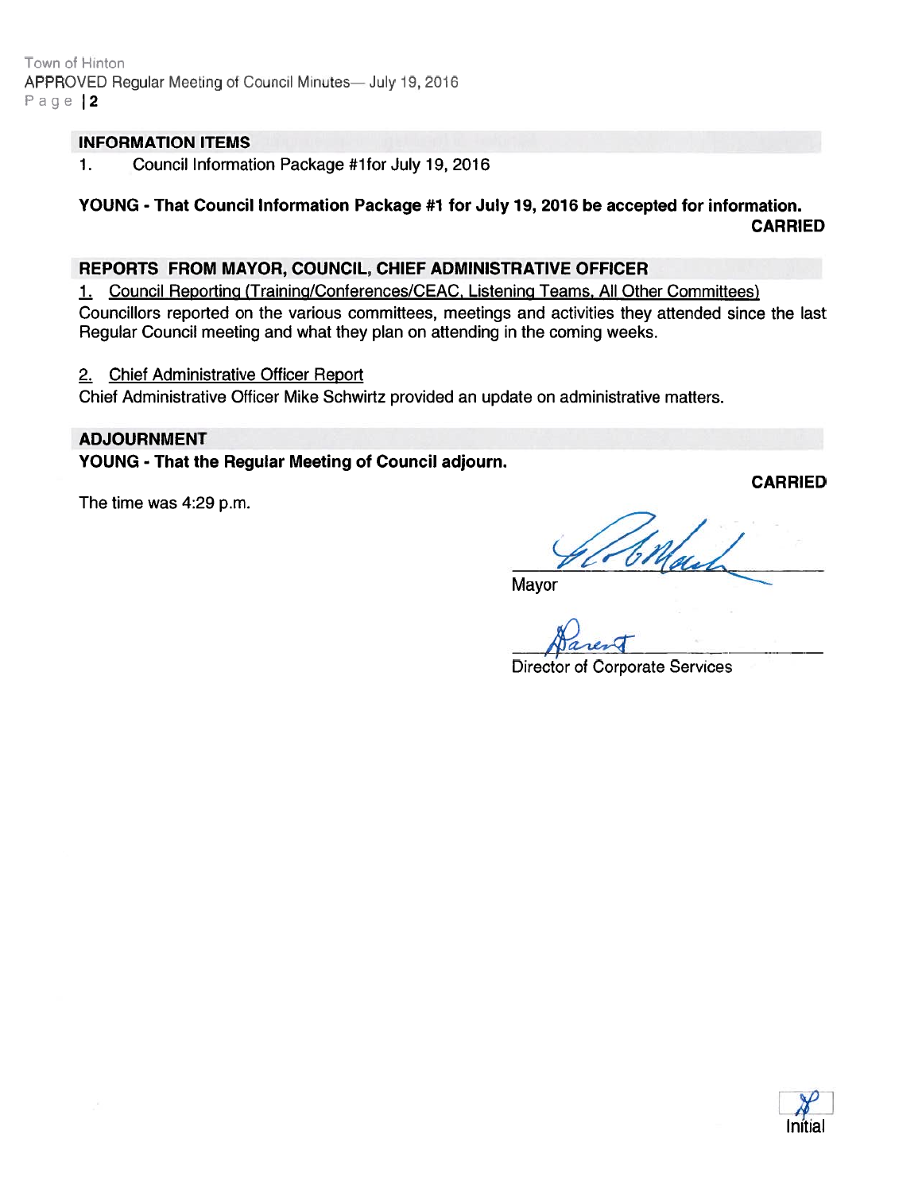## INFORMATION ITEMS

1. Council Information Package #1for July 19, 2016

**YOUNG - That Council Information Package #1 for July 19, 2016 be accepted for information.**
**CARRIED**

## REPORTS FROM MAYOR, COUNCIL, CHIEF ADMINISTRATIVE OFFICER

1. Council Reporting (Training/Conferences/CEAC, Listening Teams, All Other Committees)

Councillors reported on the various committees, meetings and activities they attended since the last Regular Council meeting and what they plan on attending in the coming weeks.

2. Chief Administrative Officer Report

Chief Administrative Officer Mike Schwirtz provided an update on administrative matters.

## ADJOURNMENT

**YOUNG - That the Regular Meeting of Council adjourn.**
**CARRIED**

The time was 4:29 p.m.

Mayor

Director of Corporate Services

Initial